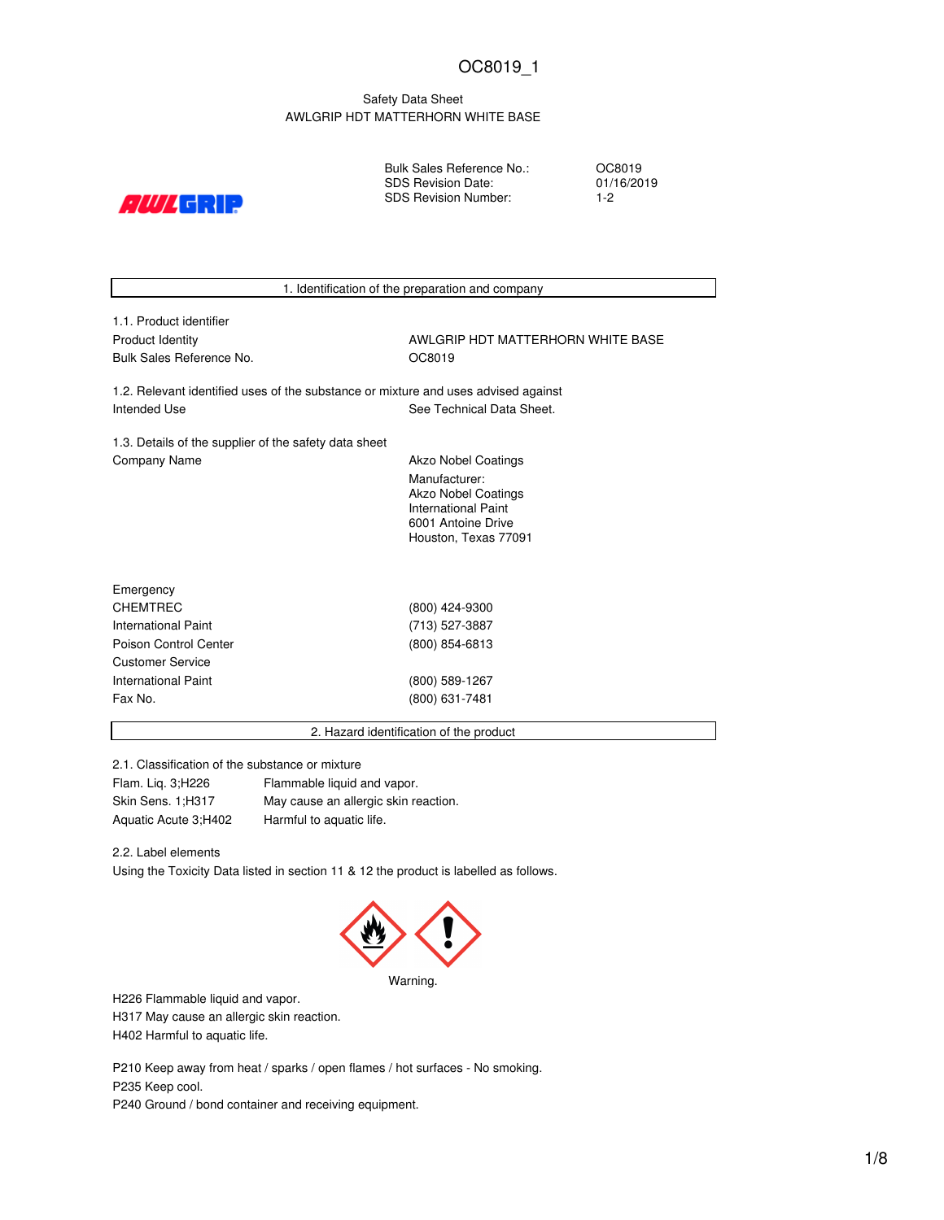OC8019_1

Safety Data Sheet
AWLGRIP HDT MATTERHORN WHITE BASE

| | |
|---|---|
| Bulk Sales Reference No.: | OC8019 |
| SDS Revision Date: | 01/16/2019 |
| SDS Revision Number: | 1-2 |

## 1. Identification of the preparation and company

**1.1. Product identifier**

| | |
|---|---|
| Product Identity | AWLGRIP HDT MATTERHORN WHITE BASE |
| Bulk Sales Reference No. | OC8019 |

**1.2. Relevant identified uses of the substance or mixture and uses advised against**

| | |
|---|---|
| Intended Use | See Technical Data Sheet. |

**1.3. Details of the supplier of the safety data sheet**

| | |
|---|---|
| Company Name | Akzo Nobel Coatings<br>Manufacturer:<br>Akzo Nobel Coatings<br>International Paint<br>6001 Antoine Drive<br>Houston, Texas 77091 |

| | |
|---|---|
| Emergency | |
| CHEMTREC | (800) 424-9300 |
| International Paint | (713) 527-3887 |
| Poison Control Center | (800) 854-6813 |
| Customer Service | |
| International Paint | (800) 589-1267 |
| Fax No. | (800) 631-7481 |

## 2. Hazard identification of the product

**2.1. Classification of the substance or mixture**

| | |
|---|---|
| Flam. Liq. 3;H226 | Flammable liquid and vapor. |
| Skin Sens. 1;H317 | May cause an allergic skin reaction. |
| Aquatic Acute 3;H402 | Harmful to aquatic life. |

**2.2. Label elements**

Using the Toxicity Data listed in section 11 & 12 the product is labelled as follows.

Warning.

H226 Flammable liquid and vapor.
H317 May cause an allergic skin reaction.
H402 Harmful to aquatic life.

P210 Keep away from heat / sparks / open flames / hot surfaces - No smoking.
P235 Keep cool.
P240 Ground / bond container and receiving equipment.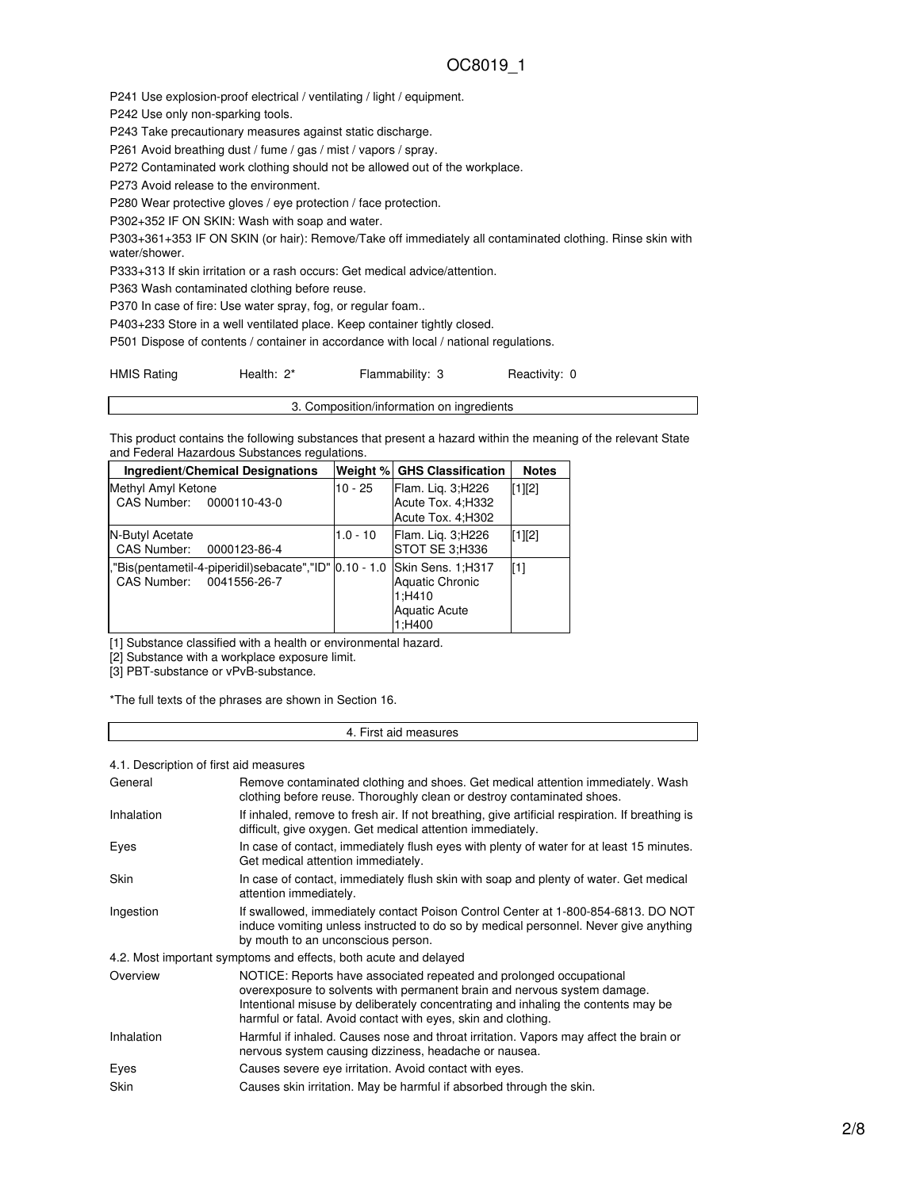P241 Use explosion-proof electrical / ventilating / light / equipment.

P242 Use only non-sparking tools.

P243 Take precautionary measures against static discharge.

P261 Avoid breathing dust / fume / gas / mist / vapors / spray.

P272 Contaminated work clothing should not be allowed out of the workplace.

P273 Avoid release to the environment.

P280 Wear protective gloves / eye protection / face protection.

P302+352 IF ON SKIN: Wash with soap and water.

P303+361+353 IF ON SKIN (or hair): Remove/Take off immediately all contaminated clothing. Rinse skin with water/shower.

P333+313 If skin irritation or a rash occurs: Get medical advice/attention.

P363 Wash contaminated clothing before reuse.

P370 In case of fire: Use water spray, fog, or regular foam..

P403+233 Store in a well ventilated place. Keep container tightly closed.

P501 Dispose of contents / container in accordance with local / national regulations.

| HMIS Rating | Health: 2* | Flammability: 3 | Reactivity: 0 |
|---|---|---|---|

## 3. Composition/information on ingredients

This product contains the following substances that present a hazard within the meaning of the relevant State and Federal Hazardous Substances regulations.

| Ingredient/Chemical Designations | Weight % | GHS Classification | Notes |
|---|---|---|---|
| Methyl Amyl Ketone<br>CAS Number: 0000110-43-0 | 10 - 25 | Flam. Liq. 3;H226<br>Acute Tox. 4;H332<br>Acute Tox. 4;H302 | [1][2] |
| N-Butyl Acetate<br>CAS Number: 0000123-86-4 | 1.0 - 10 | Flam. Liq. 3;H226<br>STOT SE 3;H336 | [1][2] |
| ,"Bis(pentametil-4-piperidil)sebacate","ID"<br>CAS Number: 0041556-26-7 | 0.10 - 1.0 | Skin Sens. 1;H317<br>Aquatic Chronic 1;H410<br>Aquatic Acute 1;H400 | [1] |

[1] Substance classified with a health or environmental hazard.

[2] Substance with a workplace exposure limit.

[3] PBT-substance or vPvB-substance.

*The full texts of the phrases are shown in Section 16.

## 4. First aid measures

### 4.1. Description of first aid measures

| | |
|---|---|
| General | Remove contaminated clothing and shoes. Get medical attention immediately. Wash clothing before reuse. Thoroughly clean or destroy contaminated shoes. |
| Inhalation | If inhaled, remove to fresh air. If not breathing, give artificial respiration. If breathing is difficult, give oxygen. Get medical attention immediately. |
| Eyes | In case of contact, immediately flush eyes with plenty of water for at least 15 minutes. Get medical attention immediately. |
| Skin | In case of contact, immediately flush skin with soap and plenty of water. Get medical attention immediately. |
| Ingestion | If swallowed, immediately contact Poison Control Center at 1-800-854-6813. DO NOT induce vomiting unless instructed to do so by medical personnel. Never give anything by mouth to an unconscious person. |

### 4.2. Most important symptoms and effects, both acute and delayed

| | |
|---|---|
| Overview | NOTICE: Reports have associated repeated and prolonged occupational overexposure to solvents with permanent brain and nervous system damage. Intentional misuse by deliberately concentrating and inhaling the contents may be harmful or fatal. Avoid contact with eyes, skin and clothing. |
| Inhalation | Harmful if inhaled. Causes nose and throat irritation. Vapors may affect the brain or nervous system causing dizziness, headache or nausea. |
| Eyes | Causes severe eye irritation. Avoid contact with eyes. |
| Skin | Causes skin irritation. May be harmful if absorbed through the skin. |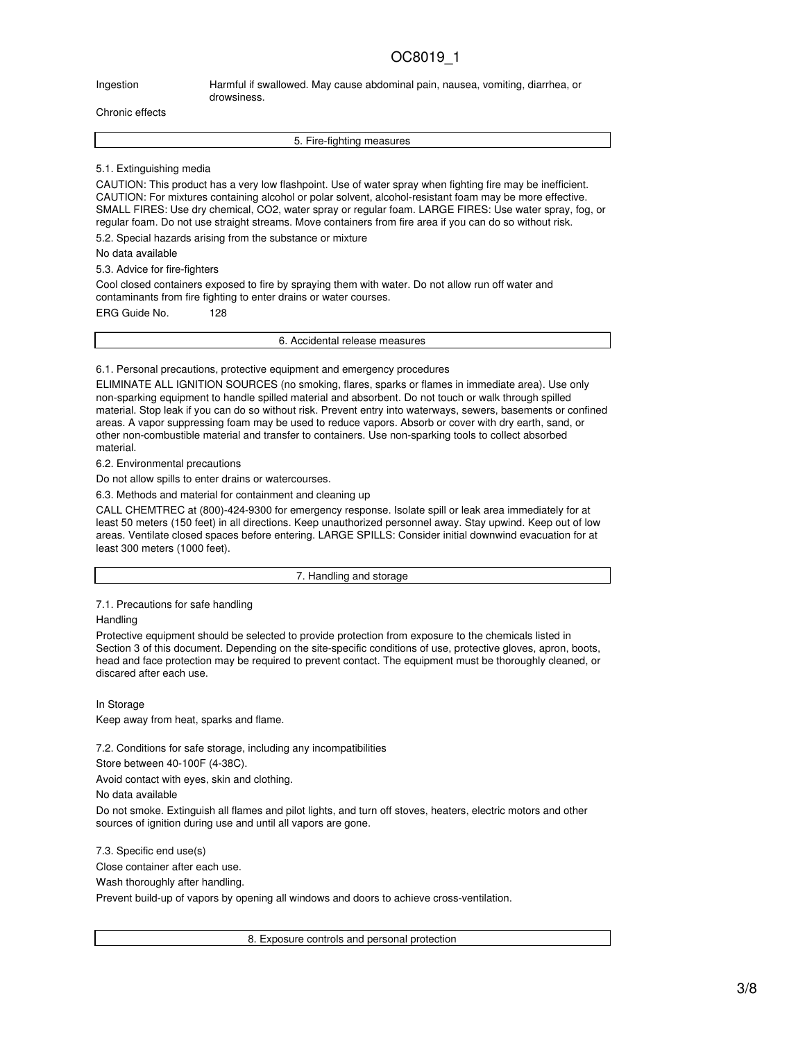| | |
|---|---|
| Ingestion | Harmful if swallowed. May cause abdominal pain, nausea, vomiting, diarrhea, or drowsiness. |
| Chronic effects | |

## 5. Fire-fighting measures

5.1. Extinguishing media

CAUTION: This product has a very low flashpoint. Use of water spray when fighting fire may be inefficient. CAUTION: For mixtures containing alcohol or polar solvent, alcohol-resistant foam may be more effective. SMALL FIRES: Use dry chemical, $CO_2$, water spray or regular foam. LARGE FIRES: Use water spray, fog, or regular foam. Do not use straight streams. Move containers from fire area if you can do so without risk.

5.2. Special hazards arising from the substance or mixture

No data available

5.3. Advice for fire-fighters

Cool closed containers exposed to fire by spraying them with water. Do not allow run off water and contaminants from fire fighting to enter drains or water courses.

ERG Guide No. 128

## 6. Accidental release measures

6.1. Personal precautions, protective equipment and emergency procedures

ELIMINATE ALL IGNITION SOURCES (no smoking, flares, sparks or flames in immediate area). Use only non-sparking equipment to handle spilled material and absorbent. Do not touch or walk through spilled material. Stop leak if you can do so without risk. Prevent entry into waterways, sewers, basements or confined areas. A vapor suppressing foam may be used to reduce vapors. Absorb or cover with dry earth, sand, or other non-combustible material and transfer to containers. Use non-sparking tools to collect absorbed material.

6.2. Environmental precautions

Do not allow spills to enter drains or watercourses.

6.3. Methods and material for containment and cleaning up

CALL CHEMTREC at (800)-424-9300 for emergency response. Isolate spill or leak area immediately for at least 50 meters (150 feet) in all directions. Keep unauthorized personnel away. Stay upwind. Keep out of low areas. Ventilate closed spaces before entering. LARGE SPILLS: Consider initial downwind evacuation for at least 300 meters (1000 feet).

## 7. Handling and storage

7.1. Precautions for safe handling

Handling

Protective equipment should be selected to provide protection from exposure to the chemicals listed in Section 3 of this document. Depending on the site-specific conditions of use, protective gloves, apron, boots, head and face protection may be required to prevent contact. The equipment must be thoroughly cleaned, or discared after each use.

In Storage

Keep away from heat, sparks and flame.

7.2. Conditions for safe storage, including any incompatibilities

Store between 40-100F (4-38C).

Avoid contact with eyes, skin and clothing.

No data available

Do not smoke. Extinguish all flames and pilot lights, and turn off stoves, heaters, electric motors and other sources of ignition during use and until all vapors are gone.

7.3. Specific end use(s)

Close container after each use.

Wash thoroughly after handling.

Prevent build-up of vapors by opening all windows and doors to achieve cross-ventilation.

## 8. Exposure controls and personal protection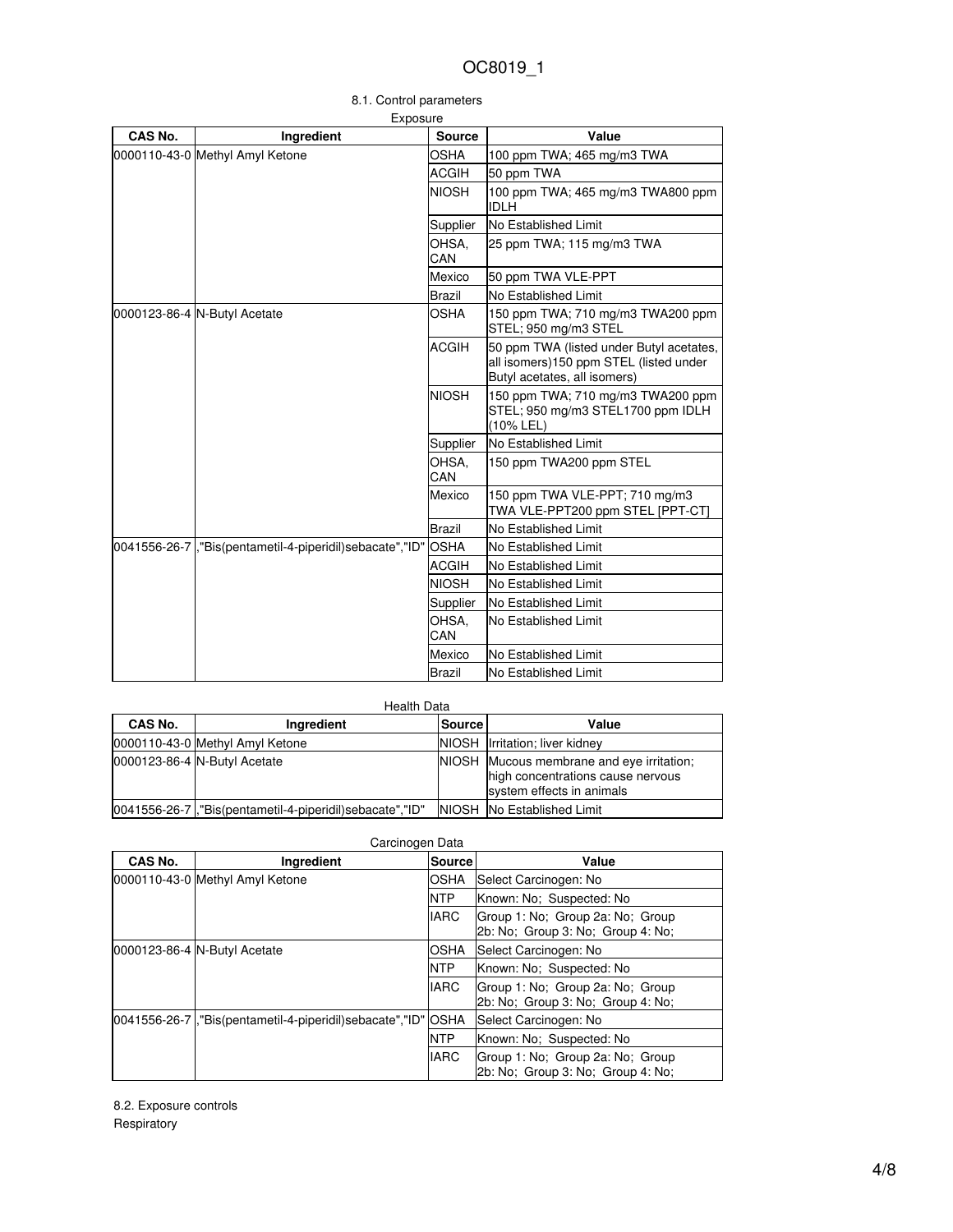### 8.1. Control parameters

Exposure

| CAS No. | Ingredient | Source | Value |
|---|---|---|---|
| 0000110-43-0 | Methyl Amyl Ketone | OSHA | 100 ppm TWA; 465 mg/m3 TWA |
| | | ACGIH | 50 ppm TWA |
| | | NIOSH | 100 ppm TWA; 465 mg/m3 TWA800 ppm IDLH |
| | | Supplier | No Established Limit |
| | | OHSA, CAN | 25 ppm TWA; 115 mg/m3 TWA |
| | | Mexico | 50 ppm TWA VLE-PPT |
| | | Brazil | No Established Limit |
| 0000123-86-4 | N-Butyl Acetate | OSHA | 150 ppm TWA; 710 mg/m3 TWA200 ppm STEL; 950 mg/m3 STEL |
| | | ACGIH | 50 ppm TWA (listed under Butyl acetates, all isomers)150 ppm STEL (listed under Butyl acetates, all isomers) |
| | | NIOSH | 150 ppm TWA; 710 mg/m3 TWA200 ppm STEL; 950 mg/m3 STEL1700 ppm IDLH (10% LEL) |
| | | Supplier | No Established Limit |
| | | OHSA, CAN | 150 ppm TWA200 ppm STEL |
| | | Mexico | 150 ppm TWA VLE-PPT; 710 mg/m3 TWA VLE-PPT200 ppm STEL [PPT-CT] |
| | | Brazil | No Established Limit |
| 0041556-26-7 | ,"Bis(pentametil-4-piperidil)sebacate","ID" | OSHA | No Established Limit |
| | | ACGIH | No Established Limit |
| | | NIOSH | No Established Limit |
| | | Supplier | No Established Limit |
| | | OHSA, CAN | No Established Limit |
| | | Mexico | No Established Limit |
| | | Brazil | No Established Limit |

Health Data

| CAS No. | Ingredient | Source | Value |
|---|---|---|---|
| 0000110-43-0 | Methyl Amyl Ketone | NIOSH | Irritation; liver kidney |
| 0000123-86-4 | N-Butyl Acetate | NIOSH | Mucous membrane and eye irritation; high concentrations cause nervous system effects in animals |
| 0041556-26-7 | ,"Bis(pentametil-4-piperidil)sebacate","ID" | NIOSH | No Established Limit |

Carcinogen Data

| CAS No. | Ingredient | Source | Value |
|---|---|---|---|
| 0000110-43-0 | Methyl Amyl Ketone | OSHA | Select Carcinogen: No |
| | | NTP | Known: No; Suspected: No |
| | | IARC | Group 1: No; Group 2a: No; Group 2b: No; Group 3: No; Group 4: No; |
| 0000123-86-4 | N-Butyl Acetate | OSHA | Select Carcinogen: No |
| | | NTP | Known: No; Suspected: No |
| | | IARC | Group 1: No; Group 2a: No; Group 2b: No; Group 3: No; Group 4: No; |
| 0041556-26-7 | ,"Bis(pentametil-4-piperidil)sebacate","ID" | OSHA | Select Carcinogen: No |
| | | NTP | Known: No; Suspected: No |
| | | IARC | Group 1: No; Group 2a: No; Group 2b: No; Group 3: No; Group 4: No; |

### 8.2. Exposure controls

Respiratory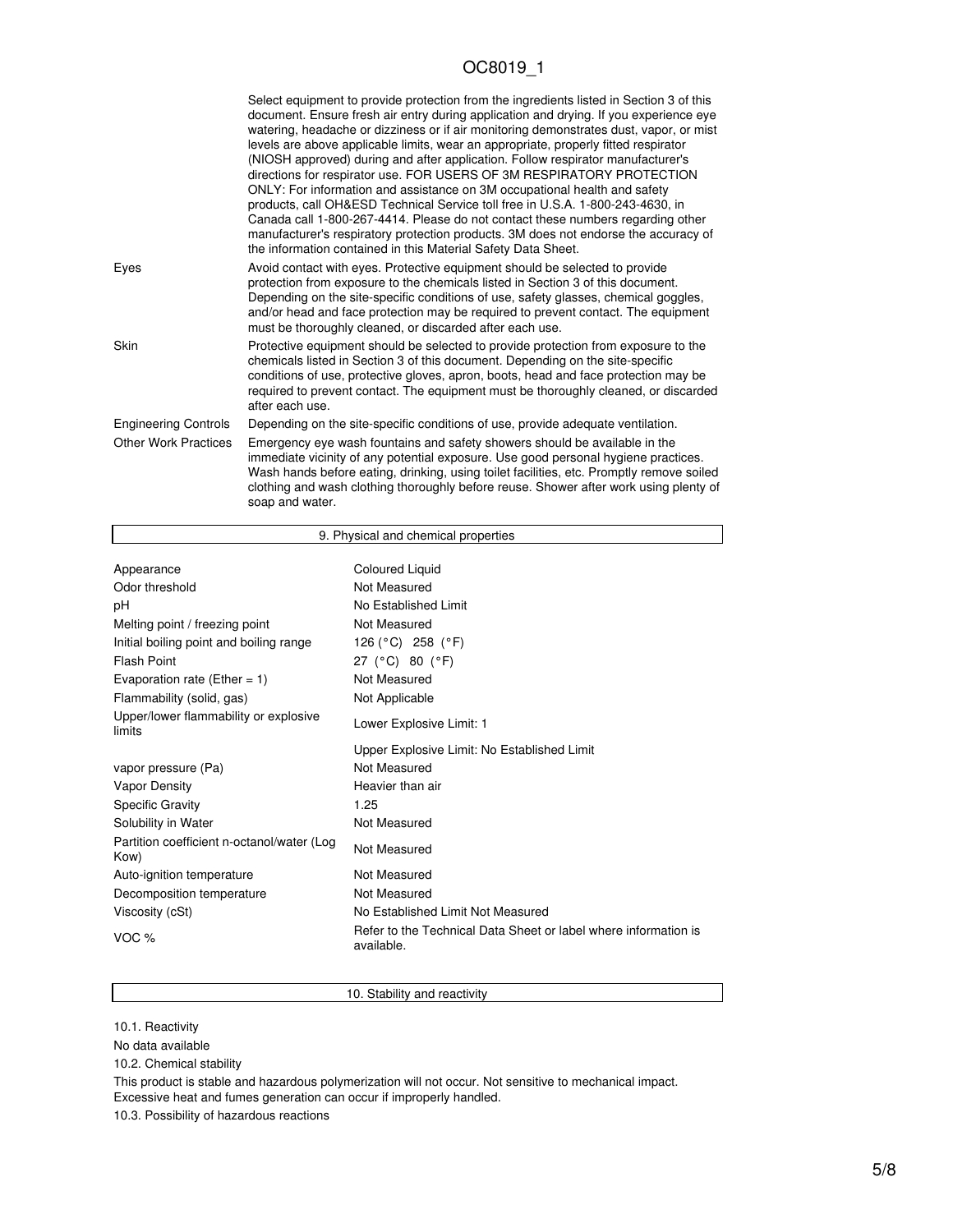| | |
|---|---|
| | Select equipment to provide protection from the ingredients listed in Section 3 of this document. Ensure fresh air entry during application and drying. If you experience eye watering, headache or dizziness or if air monitoring demonstrates dust, vapor, or mist levels are above applicable limits, wear an appropriate, properly fitted respirator (NIOSH approved) during and after application. Follow respirator manufacturer's directions for respirator use. FOR USERS OF 3M RESPIRATORY PROTECTION ONLY: For information and assistance on 3M occupational health and safety products, call OH&ESD Technical Service toll free in U.S.A. 1-800-243-4630, in Canada call 1-800-267-4414. Please do not contact these numbers regarding other manufacturer's respiratory protection products. 3M does not endorse the accuracy of the information contained in this Material Safety Data Sheet. |
| Eyes | Avoid contact with eyes. Protective equipment should be selected to provide protection from exposure to the chemicals listed in Section 3 of this document. Depending on the site-specific conditions of use, safety glasses, chemical goggles, and/or head and face protection may be required to prevent contact. The equipment must be thoroughly cleaned, or discarded after each use. |
| Skin | Protective equipment should be selected to provide protection from exposure to the chemicals listed in Section 3 of this document. Depending on the site-specific conditions of use, protective gloves, apron, boots, head and face protection may be required to prevent contact. The equipment must be thoroughly cleaned, or discarded after each use. |
| Engineering Controls | Depending on the site-specific conditions of use, provide adequate ventilation. |
| Other Work Practices | Emergency eye wash fountains and safety showers should be available in the immediate vicinity of any potential exposure. Use good personal hygiene practices. Wash hands before eating, drinking, using toilet facilities, etc. Promptly remove soiled clothing and wash clothing thoroughly before reuse. Shower after work using plenty of soap and water. |

## 9. Physical and chemical properties

| | |
|---|---|
| Appearance | Coloured Liquid |
| Odor threshold | Not Measured |
| pH | No Established Limit |
| Melting point / freezing point | Not Measured |
| Initial boiling point and boiling range | 126 (°C) 258 (°F) |
| Flash Point | 27 (°C) 80 (°F) |
| Evaporation rate (Ether = 1) | Not Measured |
| Flammability (solid, gas) | Not Applicable |
| Upper/lower flammability or explosive limits | Lower Explosive Limit: 1 |
| | Upper Explosive Limit: No Established Limit |
| vapor pressure (Pa) | Not Measured |
| Vapor Density | Heavier than air |
| Specific Gravity | 1.25 |
| Solubility in Water | Not Measured |
| Partition coefficient n-octanol/water (Log Kow) | Not Measured |
| Auto-ignition temperature | Not Measured |
| Decomposition temperature | Not Measured |
| Viscosity (cSt) | No Established Limit Not Measured |
| VOC % | Refer to the Technical Data Sheet or label where information is available. |

## 10. Stability and reactivity

10.1. Reactivity

No data available

10.2. Chemical stability

This product is stable and hazardous polymerization will not occur. Not sensitive to mechanical impact. Excessive heat and fumes generation can occur if improperly handled.

10.3. Possibility of hazardous reactions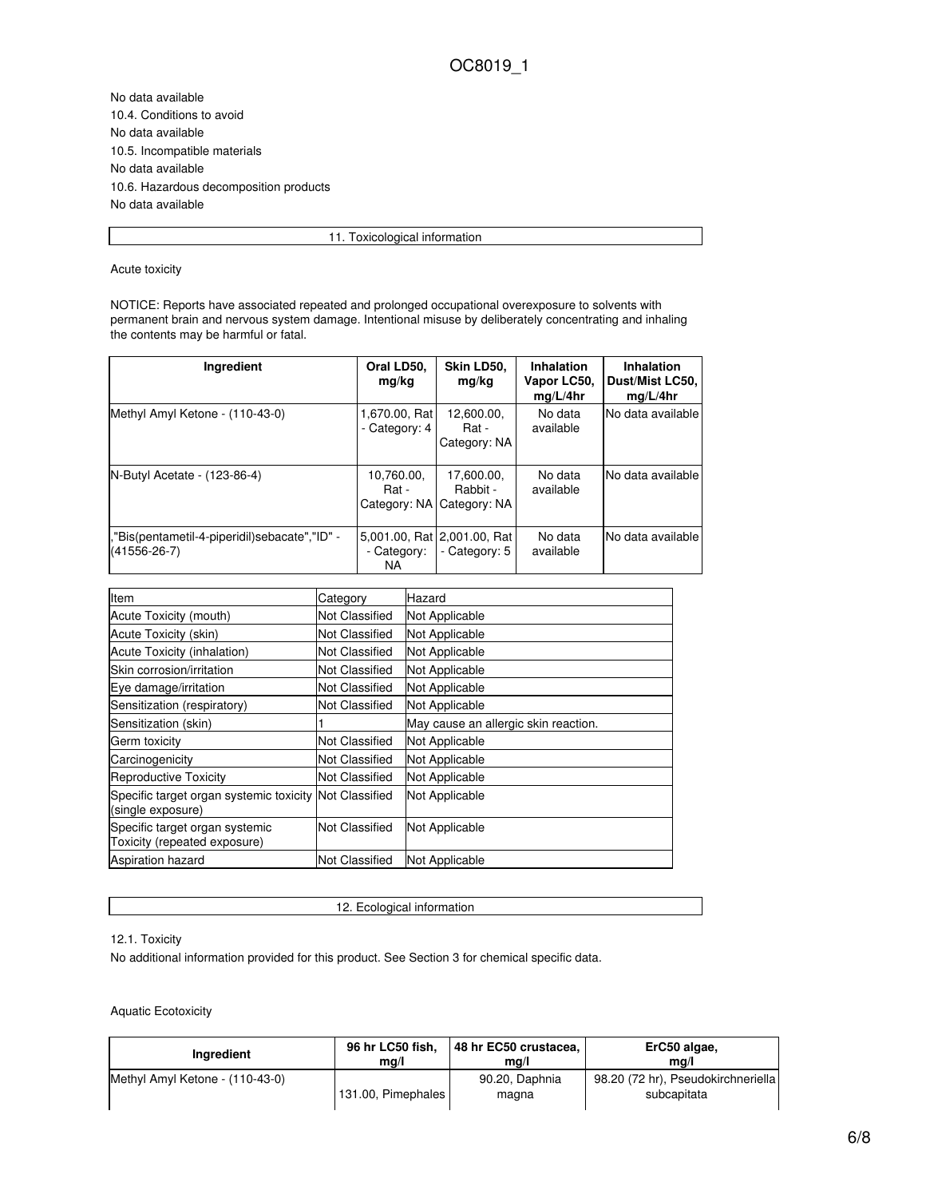No data available

10.4. Conditions to avoid

No data available

10.5. Incompatible materials

No data available

10.6. Hazardous decomposition products

No data available

## 11. Toxicological information

Acute toxicity

NOTICE: Reports have associated repeated and prolonged occupational overexposure to solvents with permanent brain and nervous system damage. Intentional misuse by deliberately concentrating and inhaling the contents may be harmful or fatal.

| Ingredient | Oral LD50, mg/kg | Skin LD50, mg/kg | Inhalation Vapor LC50, mg/L/4hr | Inhalation Dust/Mist LC50, mg/L/4hr |
|---|---|---|---|---|
| Methyl Amyl Ketone - (110-43-0) | 1,670.00, Rat - Category: 4 | 12,600.00, Rat - Category: NA | No data available | No data available |
| N-Butyl Acetate - (123-86-4) | 10,760.00, Rat - Category: NA | 17,600.00, Rabbit - Category: NA | No data available | No data available |
| ,"Bis(pentametil-4-piperidil)sebacate","ID" - (41556-26-7) | 5,001.00, Rat - Category: NA | 2,001.00, Rat - Category: 5 | No data available | No data available |

| Item | Category | Hazard |
|---|---|---|
| Acute Toxicity (mouth) | Not Classified | Not Applicable |
| Acute Toxicity (skin) | Not Classified | Not Applicable |
| Acute Toxicity (inhalation) | Not Classified | Not Applicable |
| Skin corrosion/irritation | Not Classified | Not Applicable |
| Eye damage/irritation | Not Classified | Not Applicable |
| Sensitization (respiratory) | Not Classified | Not Applicable |
| Sensitization (skin) | 1 | May cause an allergic skin reaction. |
| Germ toxicity | Not Classified | Not Applicable |
| Carcinogenicity | Not Classified | Not Applicable |
| Reproductive Toxicity | Not Classified | Not Applicable |
| Specific target organ systemic toxicity (single exposure) | Not Classified | Not Applicable |
| Specific target organ systemic Toxicity (repeated exposure) | Not Classified | Not Applicable |
| Aspiration hazard | Not Classified | Not Applicable |

## 12. Ecological information

12.1. Toxicity

No additional information provided for this product. See Section 3 for chemical specific data.

Aquatic Ecotoxicity

| Ingredient | 96 hr LC50 fish, mg/l | 48 hr EC50 crustacea, mg/l | ErC50 algae, mg/l |
|---|---|---|---|
| Methyl Amyl Ketone - (110-43-0) | 131.00, Pimephales | 90.20, Daphnia magna | 98.20 (72 hr), Pseudokirchneriella subcapitata |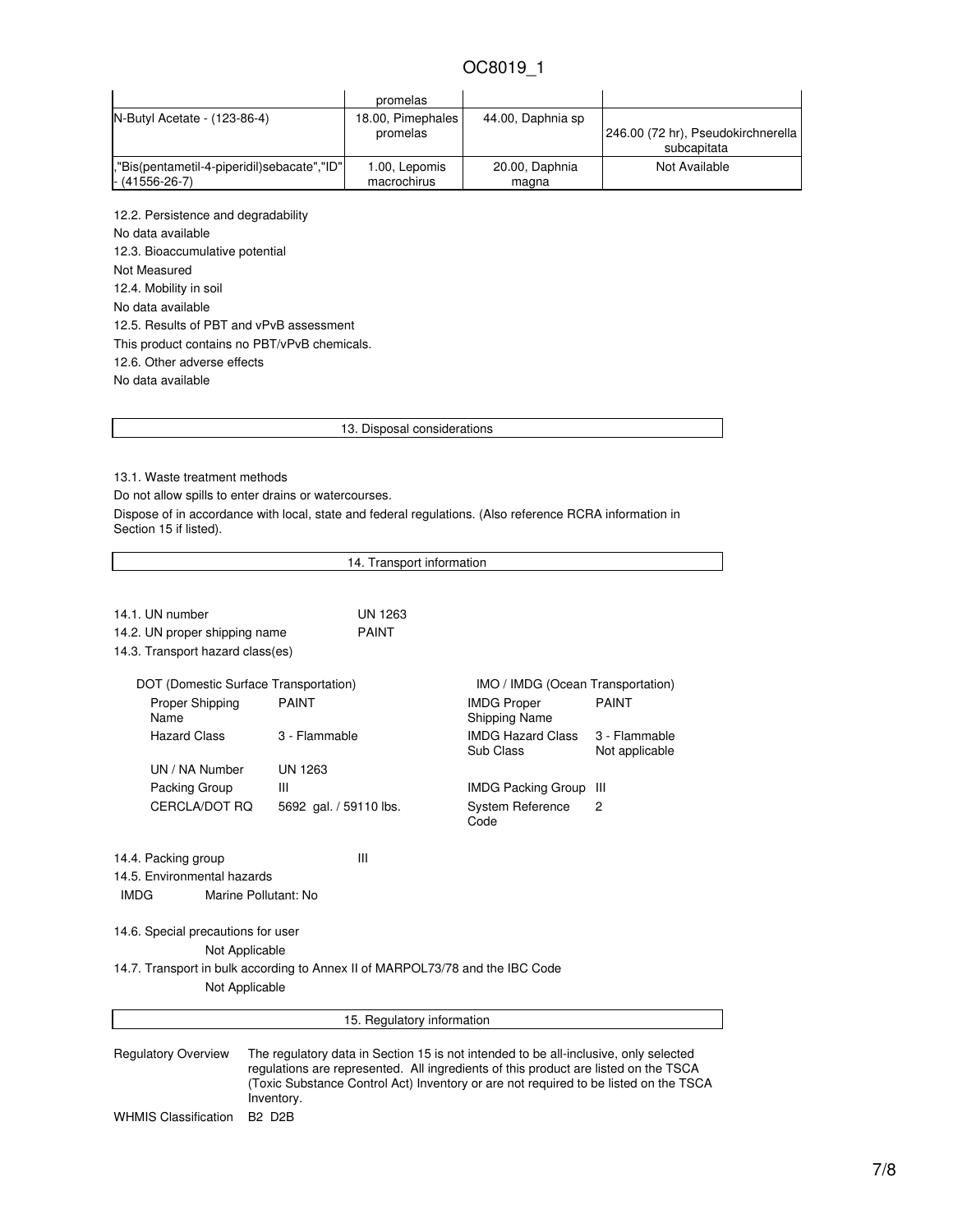| | promelas | | |
|---|---|---|---|
| N-Butyl Acetate - (123-86-4) | 18.00, Pimephales promelas | 44.00, Daphnia sp | 246.00 (72 hr), Pseudokirchnerella subcapitata |
| ,"Bis(pentametil-4-piperidil)sebacate","ID" - (41556-26-7) | 1.00, Lepomis macrochirus | 20.00, Daphnia magna | Not Available |

12.2. Persistence and degradability

No data available

12.3. Bioaccumulative potential

Not Measured

12.4. Mobility in soil

No data available

12.5. Results of PBT and vPvB assessment

This product contains no PBT/vPvB chemicals.

12.6. Other adverse effects

No data available

## 13. Disposal considerations

13.1. Waste treatment methods

Do not allow spills to enter drains or watercourses.

Dispose of in accordance with local, state and federal regulations. (Also reference RCRA information in Section 15 if listed).

## 14. Transport information

14.1. UN number UN 1263

14.2. UN proper shipping name PAINT

14.3. Transport hazard class(es)

**DOT (Domestic Surface Transportation)**

| | |
|---|---|
| Proper Shipping Name | PAINT |
| Hazard Class | 3 - Flammable |
| UN / NA Number | UN 1263 |
| Packing Group | III |
| CERCLA/DOT RQ | 5692 gal. / 59110 lbs. |

**IMO / IMDG (Ocean Transportation)**

| | |
|---|---|
| IMDG Proper Shipping Name | PAINT |
| IMDG Hazard Class | 3 - Flammable |
| Sub Class | Not applicable |
| IMDG Packing Group | III |
| System Reference Code | 2 |

14.4. Packing group III

14.5. Environmental hazards

IMDG Marine Pollutant: No

14.6. Special precautions for user

Not Applicable

14.7. Transport in bulk according to Annex II of MARPOL73/78 and the IBC Code

Not Applicable

## 15. Regulatory information

Regulatory Overview: The regulatory data in Section 15 is not intended to be all-inclusive, only selected regulations are represented. All ingredients of this product are listed on the TSCA (Toxic Substance Control Act) Inventory or are not required to be listed on the TSCA Inventory.

WHMIS Classification: B2 D2B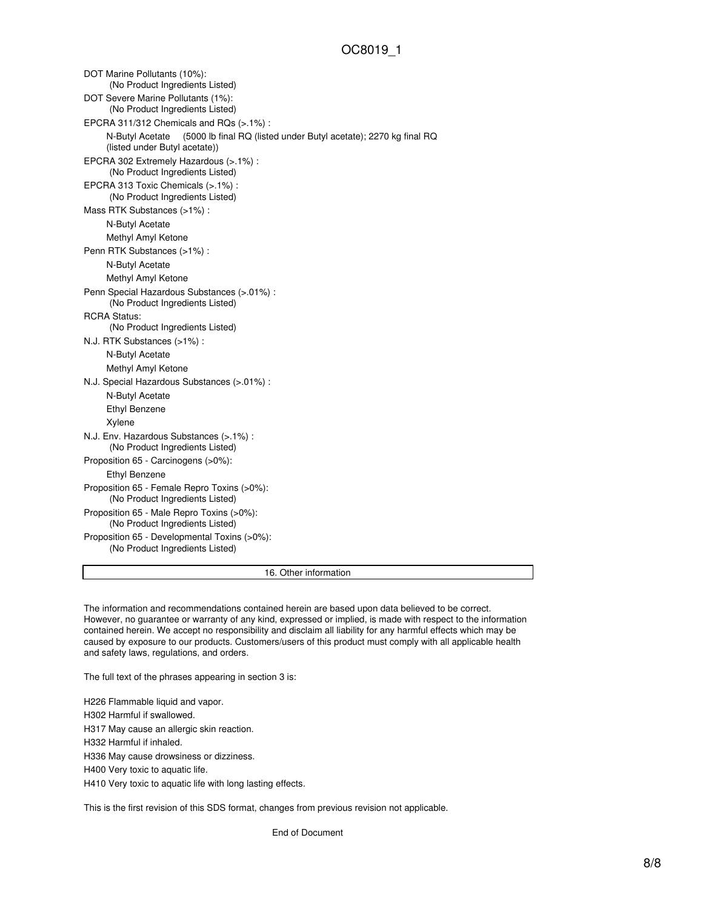DOT Marine Pollutants (10%):
(No Product Ingredients Listed)

DOT Severe Marine Pollutants (1%):
(No Product Ingredients Listed)

EPCRA 311/312 Chemicals and RQs (>.1%) :
N-Butyl Acetate (5000 lb final RQ (listed under Butyl acetate); 2270 kg final RQ (listed under Butyl acetate))

EPCRA 302 Extremely Hazardous (>.1%) :
(No Product Ingredients Listed)

EPCRA 313 Toxic Chemicals (>.1%) :
(No Product Ingredients Listed)

Mass RTK Substances (>1%) :
N-Butyl Acetate
Methyl Amyl Ketone

Penn RTK Substances (>1%) :
N-Butyl Acetate
Methyl Amyl Ketone

Penn Special Hazardous Substances (>.01%) :
(No Product Ingredients Listed)

RCRA Status:
(No Product Ingredients Listed)

N.J. RTK Substances (>1%) :
N-Butyl Acetate
Methyl Amyl Ketone

N.J. Special Hazardous Substances (>.01%) :
N-Butyl Acetate
Ethyl Benzene
Xylene

N.J. Env. Hazardous Substances (>.1%) :
(No Product Ingredients Listed)

Proposition 65 - Carcinogens (>0%):
Ethyl Benzene

Proposition 65 - Female Repro Toxins (>0%):
(No Product Ingredients Listed)

Proposition 65 - Male Repro Toxins (>0%):
(No Product Ingredients Listed)

Proposition 65 - Developmental Toxins (>0%):
(No Product Ingredients Listed)

## 16. Other information

The information and recommendations contained herein are based upon data believed to be correct. However, no guarantee or warranty of any kind, expressed or implied, is made with respect to the information contained herein. We accept no responsibility and disclaim all liability for any harmful effects which may be caused by exposure to our products. Customers/users of this product must comply with all applicable health and safety laws, regulations, and orders.

The full text of the phrases appearing in section 3 is:

H226 Flammable liquid and vapor.
H302 Harmful if swallowed.
H317 May cause an allergic skin reaction.
H332 Harmful if inhaled.
H336 May cause drowsiness or dizziness.
H400 Very toxic to aquatic life.
H410 Very toxic to aquatic life with long lasting effects.

This is the first revision of this SDS format, changes from previous revision not applicable.

End of Document